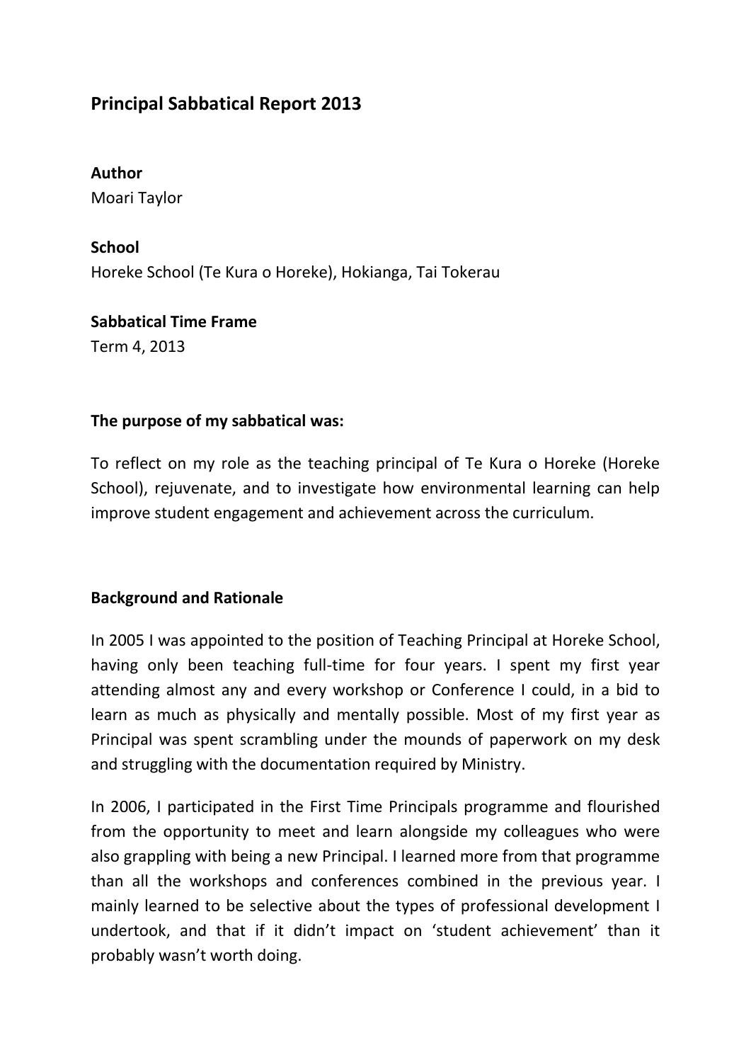# Principal Sabbatical Report 2013

**Author**

Moari Taylor

**School**

Horeke School (Te Kura o Horeke), Hokianga, Tai Tokerau

**Sabbatical Time Frame**

Term 4, 2013

**The purpose of my sabbatical was:**

To reflect on my role as the teaching principal of Te Kura o Horeke (Horeke School), rejuvenate, and to investigate how environmental learning can help improve student engagement and achievement across the curriculum.

**Background and Rationale**

In 2005 I was appointed to the position of Teaching Principal at Horeke School, having only been teaching full-time for four years. I spent my first year attending almost any and every workshop or Conference I could, in a bid to learn as much as physically and mentally possible. Most of my first year as Principal was spent scrambling under the mounds of paperwork on my desk and struggling with the documentation required by Ministry.

In 2006, I participated in the First Time Principals programme and flourished from the opportunity to meet and learn alongside my colleagues who were also grappling with being a new Principal. I learned more from that programme than all the workshops and conferences combined in the previous year. I mainly learned to be selective about the types of professional development I undertook, and that if it didn't impact on 'student achievement' than it probably wasn't worth doing.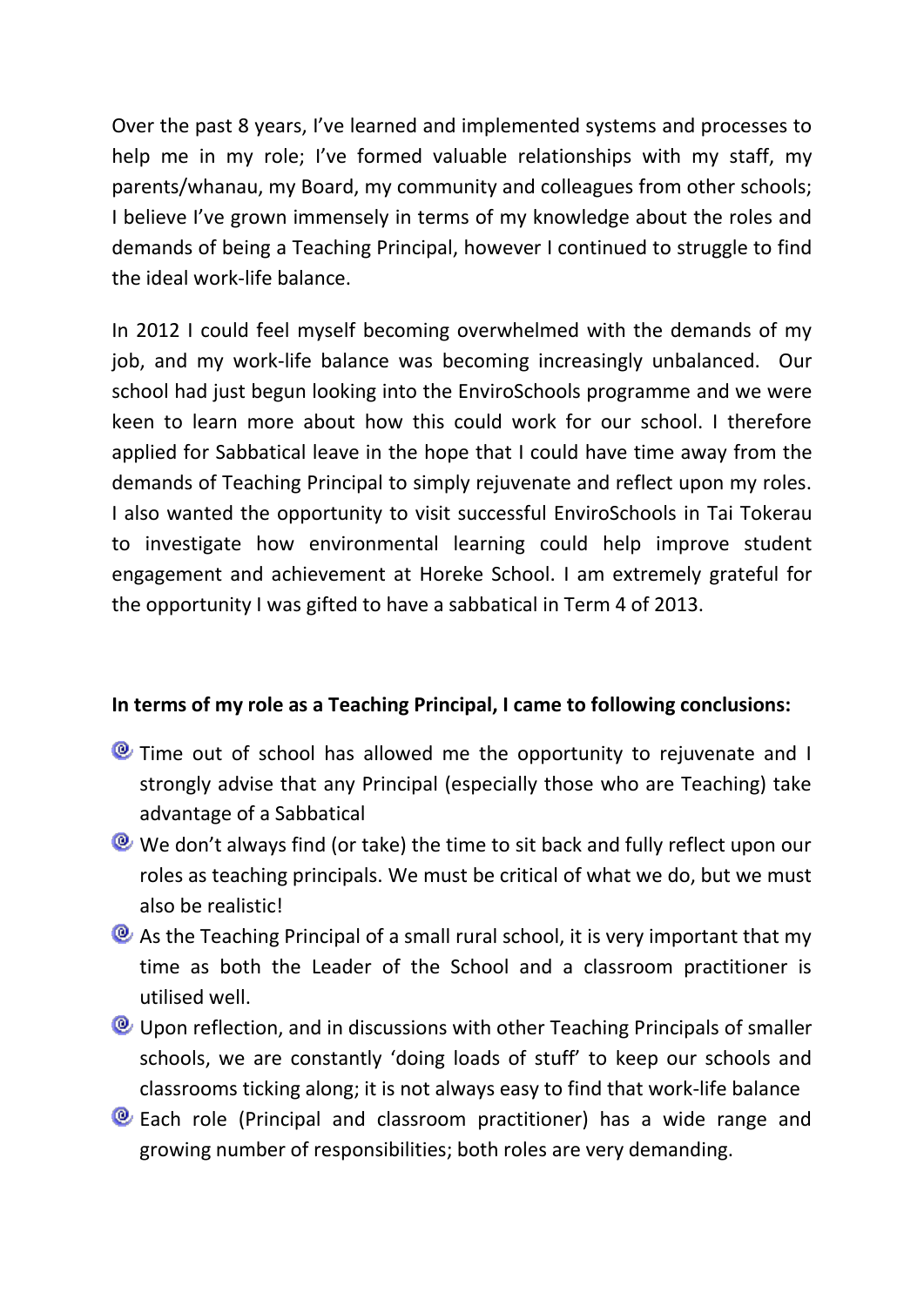Over the past 8 years, I've learned and implemented systems and processes to help me in my role; I've formed valuable relationships with my staff, my parents/whanau, my Board, my community and colleagues from other schools; I believe I've grown immensely in terms of my knowledge about the roles and demands of being a Teaching Principal, however I continued to struggle to find the ideal work-life balance.

In 2012 I could feel myself becoming overwhelmed with the demands of my job, and my work-life balance was becoming increasingly unbalanced. Our school had just begun looking into the EnviroSchools programme and we were keen to learn more about how this could work for our school. I therefore applied for Sabbatical leave in the hope that I could have time away from the demands of Teaching Principal to simply rejuvenate and reflect upon my roles. I also wanted the opportunity to visit successful EnviroSchools in Tai Tokerau to investigate how environmental learning could help improve student engagement and achievement at Horeke School. I am extremely grateful for the opportunity I was gifted to have a sabbatical in Term 4 of 2013.

**In terms of my role as a Teaching Principal, I came to following conclusions:**

- Time out of school has allowed me the opportunity to rejuvenate and I strongly advise that any Principal (especially those who are Teaching) take advantage of a Sabbatical
- We don't always find (or take) the time to sit back and fully reflect upon our roles as teaching principals. We must be critical of what we do, but we must also be realistic!
- As the Teaching Principal of a small rural school, it is very important that my time as both the Leader of the School and a classroom practitioner is utilised well.
- Upon reflection, and in discussions with other Teaching Principals of smaller schools, we are constantly 'doing loads of stuff' to keep our schools and classrooms ticking along; it is not always easy to find that work-life balance
- Each role (Principal and classroom practitioner) has a wide range and growing number of responsibilities; both roles are very demanding.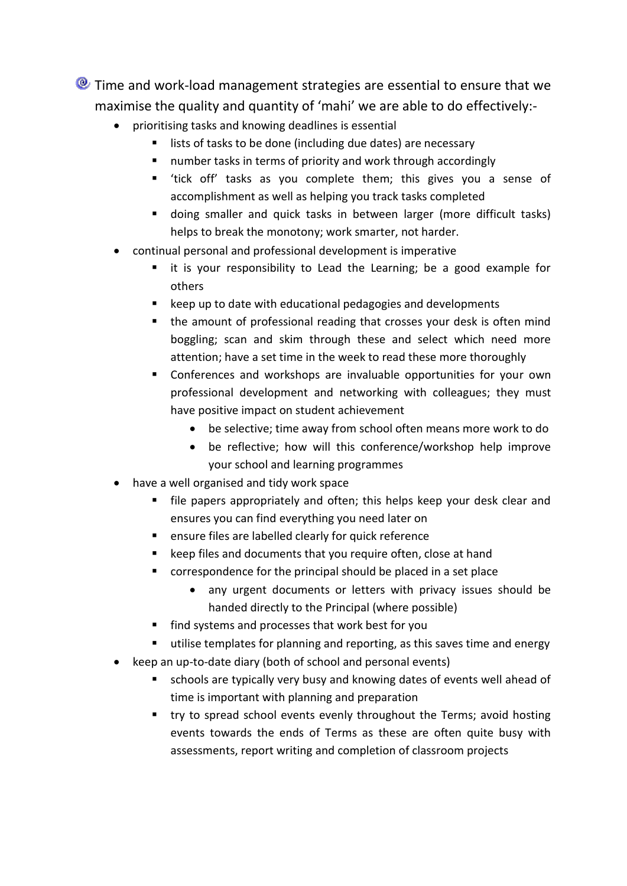- Time and work-load management strategies are essential to ensure that we maximise the quality and quantity of 'mahi' we are able to do effectively:-
  - prioritising tasks and knowing deadlines is essential
    - lists of tasks to be done (including due dates) are necessary
    - number tasks in terms of priority and work through accordingly
    - 'tick off' tasks as you complete them; this gives you a sense of accomplishment as well as helping you track tasks completed
    - doing smaller and quick tasks in between larger (more difficult tasks) helps to break the monotony; work smarter, not harder.
  - continual personal and professional development is imperative
    - it is your responsibility to Lead the Learning; be a good example for others
    - keep up to date with educational pedagogies and developments
    - the amount of professional reading that crosses your desk is often mind boggling; scan and skim through these and select which need more attention; have a set time in the week to read these more thoroughly
    - Conferences and workshops are invaluable opportunities for your own professional development and networking with colleagues; they must have positive impact on student achievement
      - be selective; time away from school often means more work to do
      - be reflective; how will this conference/workshop help improve your school and learning programmes
  - have a well organised and tidy work space
    - file papers appropriately and often; this helps keep your desk clear and ensures you can find everything you need later on
    - ensure files are labelled clearly for quick reference
    - keep files and documents that you require often, close at hand
    - correspondence for the principal should be placed in a set place
      - any urgent documents or letters with privacy issues should be handed directly to the Principal (where possible)
    - find systems and processes that work best for you
    - utilise templates for planning and reporting, as this saves time and energy
  - keep an up-to-date diary (both of school and personal events)
    - schools are typically very busy and knowing dates of events well ahead of time is important with planning and preparation
    - try to spread school events evenly throughout the Terms; avoid hosting events towards the ends of Terms as these are often quite busy with assessments, report writing and completion of classroom projects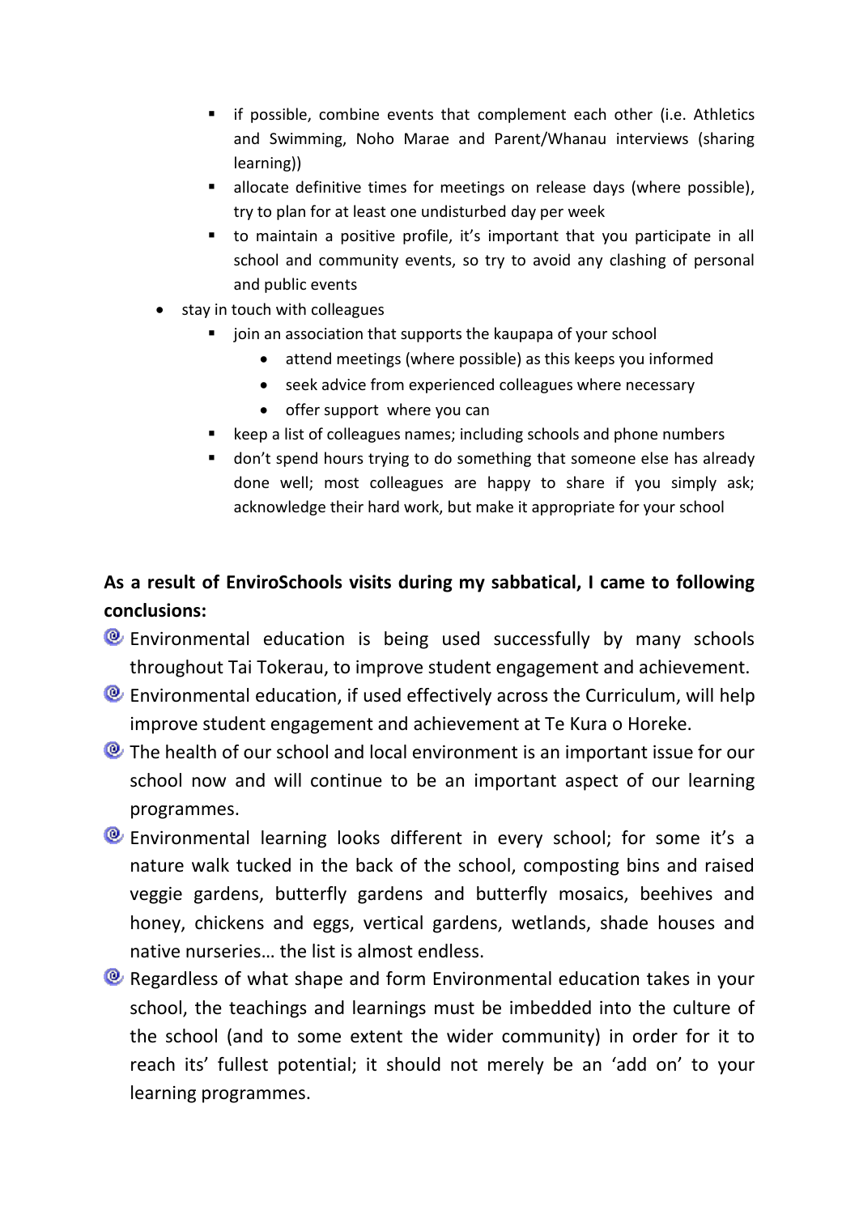- if possible, combine events that complement each other (i.e. Athletics and Swimming, Noho Marae and Parent/Whanau interviews (sharing learning))
    - allocate definitive times for meetings on release days (where possible), try to plan for at least one undisturbed day per week
    - to maintain a positive profile, it's important that you participate in all school and community events, so try to avoid any clashing of personal and public events
- stay in touch with colleagues
    - join an association that supports the kaupapa of your school
        - attend meetings (where possible) as this keeps you informed
        - seek advice from experienced colleagues where necessary
        - offer support where you can
    - keep a list of colleagues names; including schools and phone numbers
    - don't spend hours trying to do something that someone else has already done well; most colleagues are happy to share if you simply ask; acknowledge their hard work, but make it appropriate for your school

**As a result of EnviroSchools visits during my sabbatical, I came to following conclusions:**

- Environmental education is being used successfully by many schools throughout Tai Tokerau, to improve student engagement and achievement.
- Environmental education, if used effectively across the Curriculum, will help improve student engagement and achievement at Te Kura o Horeke.
- The health of our school and local environment is an important issue for our school now and will continue to be an important aspect of our learning programmes.
- Environmental learning looks different in every school; for some it's a nature walk tucked in the back of the school, composting bins and raised veggie gardens, butterfly gardens and butterfly mosaics, beehives and honey, chickens and eggs, vertical gardens, wetlands, shade houses and native nurseries… the list is almost endless.
- Regardless of what shape and form Environmental education takes in your school, the teachings and learnings must be imbedded into the culture of the school (and to some extent the wider community) in order for it to reach its' fullest potential; it should not merely be an 'add on' to your learning programmes.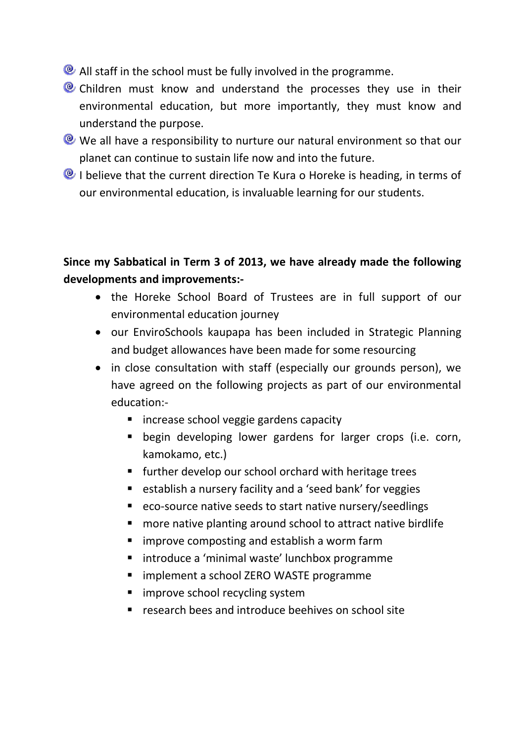- All staff in the school must be fully involved in the programme.
- Children must know and understand the processes they use in their environmental education, but more importantly, they must know and understand the purpose.
- We all have a responsibility to nurture our natural environment so that our planet can continue to sustain life now and into the future.
- I believe that the current direction Te Kura o Horeke is heading, in terms of our environmental education, is invaluable learning for our students.

**Since my Sabbatical in Term 3 of 2013, we have already made the following developments and improvements:-**

- the Horeke School Board of Trustees are in full support of our environmental education journey
- our EnviroSchools kaupapa has been included in Strategic Planning and budget allowances have been made for some resourcing
- in close consultation with staff (especially our grounds person), we have agreed on the following projects as part of our environmental education:-
  - increase school veggie gardens capacity
  - begin developing lower gardens for larger crops (i.e. corn, kamokamo, etc.)
  - further develop our school orchard with heritage trees
  - establish a nursery facility and a 'seed bank' for veggies
  - eco-source native seeds to start native nursery/seedlings
  - more native planting around school to attract native birdlife
  - improve composting and establish a worm farm
  - introduce a 'minimal waste' lunchbox programme
  - implement a school ZERO WASTE programme
  - improve school recycling system
  - research bees and introduce beehives on school site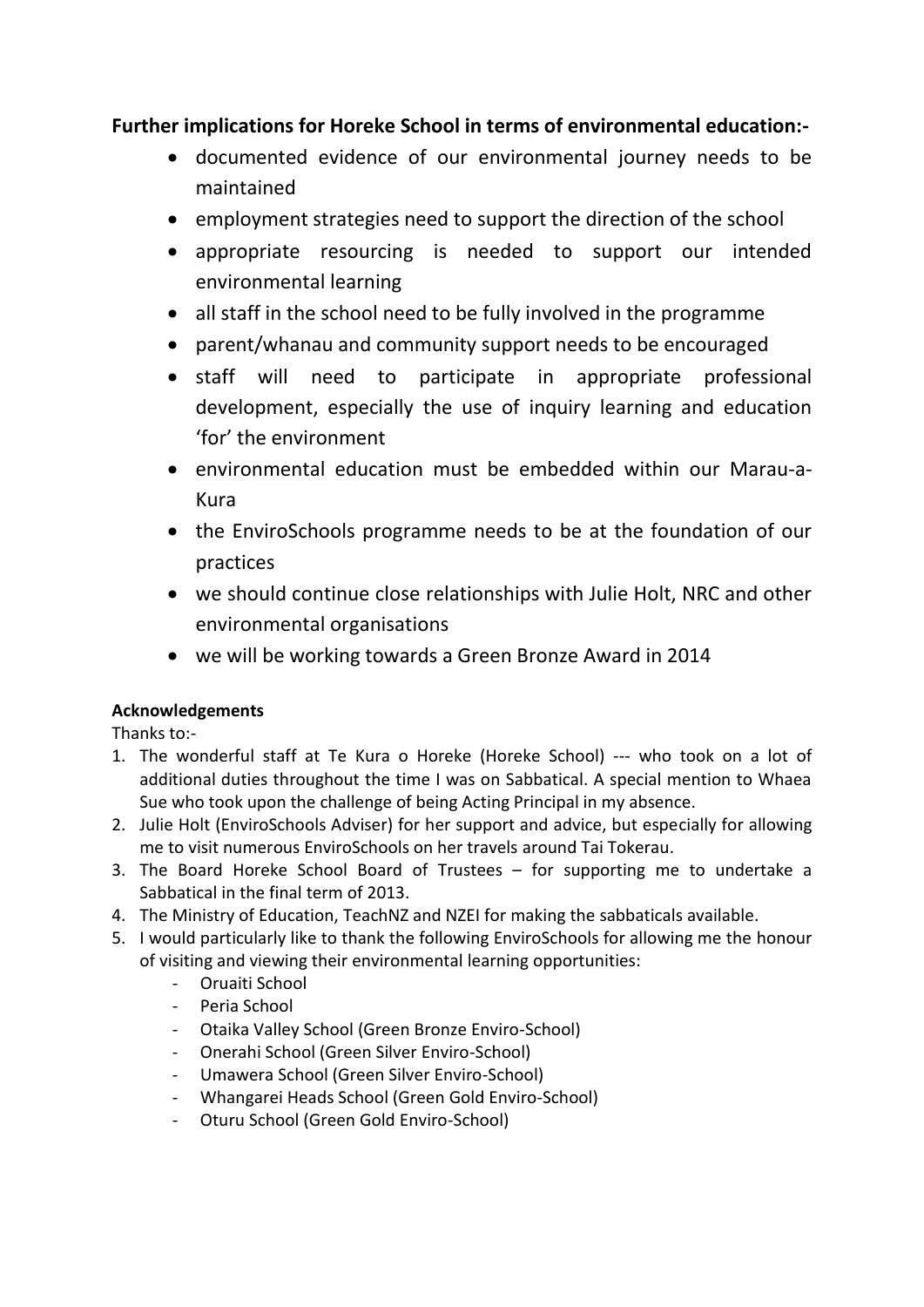**Further implications for Horeke School in terms of environmental education:-**

- documented evidence of our environmental journey needs to be maintained
- employment strategies need to support the direction of the school
- appropriate resourcing is needed to support our intended environmental learning
- all staff in the school need to be fully involved in the programme
- parent/whanau and community support needs to be encouraged
- staff will need to participate in appropriate professional development, especially the use of inquiry learning and education 'for' the environment
- environmental education must be embedded within our Marau-a-Kura
- the EnviroSchools programme needs to be at the foundation of our practices
- we should continue close relationships with Julie Holt, NRC and other environmental organisations
- we will be working towards a Green Bronze Award in 2014

**Acknowledgements**

Thanks to:-

1. The wonderful staff at Te Kura o Horeke (Horeke School) --- who took on a lot of additional duties throughout the time I was on Sabbatical. A special mention to Whaea Sue who took upon the challenge of being Acting Principal in my absence.
2. Julie Holt (EnviroSchools Adviser) for her support and advice, but especially for allowing me to visit numerous EnviroSchools on her travels around Tai Tokerau.
3. The Board Horeke School Board of Trustees – for supporting me to undertake a Sabbatical in the final term of 2013.
4. The Ministry of Education, TeachNZ and NZEI for making the sabbaticals available.
5. I would particularly like to thank the following EnviroSchools for allowing me the honour of visiting and viewing their environmental learning opportunities:
    - Oruaiti School
    - Peria School
    - Otaika Valley School (Green Bronze Enviro-School)
    - Onerahi School (Green Silver Enviro-School)
    - Umawera School (Green Silver Enviro-School)
    - Whangarei Heads School (Green Gold Enviro-School)
    - Oturu School (Green Gold Enviro-School)